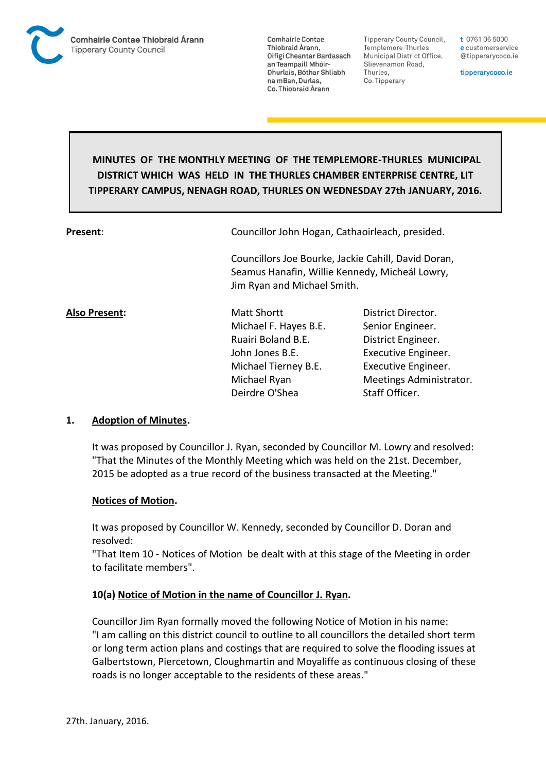Comhairle Contae Thiobraid Árann
Tipperary County Council

Comhairle Contae Thiobraid Árann, Oifigí Cheantar Bardasach an Teampaill Mhóir-Dhurlais, Bóthar Shliabh na mBan, Durlas, Co. Thiobraid Árann

Tipperary County Council, Templemore-Thurles Municipal District Office, Slievenamon Road, Thurles, Co. Tipperary

t 0761 06 5000
e customerservice@tipperarycoco.ie

tipperarycoco.ie

**MINUTES OF THE MONTHLY MEETING OF THE TEMPLEMORE-THURLES MUNICIPAL DISTRICT WHICH WAS HELD IN THE THURLES CHAMBER ENTERPRISE CENTRE, LIT TIPPERARY CAMPUS, NENAGH ROAD, THURLES ON WEDNESDAY 27th JANUARY, 2016.**

**Present**: Councillor John Hogan, Cathaoirleach, presided.

Councillors Joe Bourke, Jackie Cahill, David Doran, Seamus Hanafin, Willie Kennedy, Micheál Lowry, Jim Ryan and Michael Smith.

**Also Present:**

| | |
|---|---|
| Matt Shortt | District Director. |
| Michael F. Hayes B.E. | Senior Engineer. |
| Ruairi Boland B.E. | District Engineer. |
| John Jones B.E. | Executive Engineer. |
| Michael Tierney B.E. | Executive Engineer. |
| Michael Ryan | Meetings Administrator. |
| Deirdre O'Shea | Staff Officer. |

**1. Adoption of Minutes.**

It was proposed by Councillor J. Ryan, seconded by Councillor M. Lowry and resolved: "That the Minutes of the Monthly Meeting which was held on the 21st. December, 2015 be adopted as a true record of the business transacted at the Meeting."

**Notices of Motion.**

It was proposed by Councillor W. Kennedy, seconded by Councillor D. Doran and resolved:
"That Item 10 - Notices of Motion be dealt with at this stage of the Meeting in order to facilitate members".

**10(a) Notice of Motion in the name of Councillor J. Ryan.**

Councillor Jim Ryan formally moved the following Notice of Motion in his name:
"I am calling on this district council to outline to all councillors the detailed short term or long term action plans and costings that are required to solve the flooding issues at Galbertstown, Piercetown, Cloughmartin and Moyaliffe as continuous closing of these roads is no longer acceptable to the residents of these areas."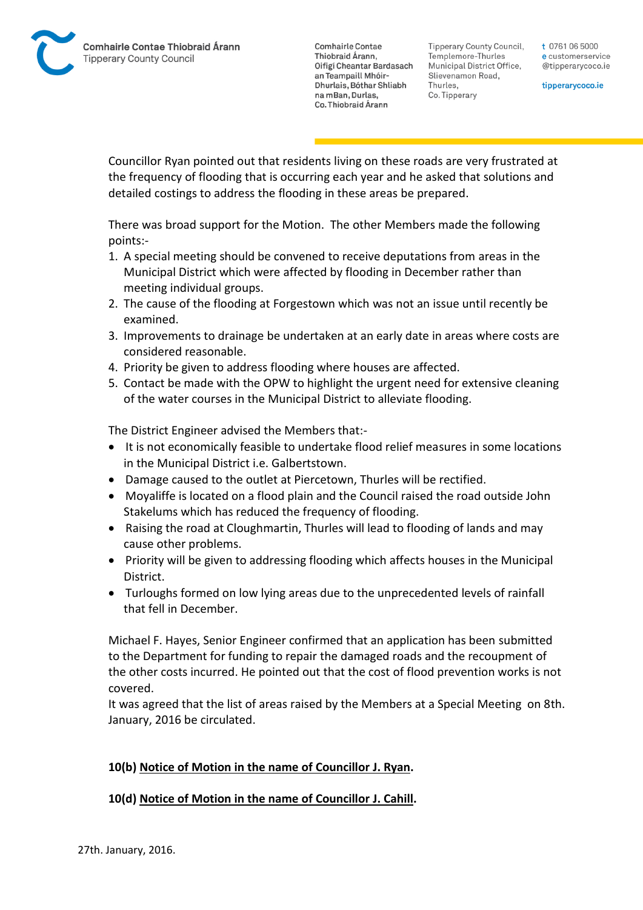Councillor Ryan pointed out that residents living on these roads are very frustrated at the frequency of flooding that is occurring each year and he asked that solutions and detailed costings to address the flooding in these areas be prepared.

There was broad support for the Motion. The other Members made the following points:-

1. A special meeting should be convened to receive deputations from areas in the Municipal District which were affected by flooding in December rather than meeting individual groups.
2. The cause of the flooding at Forgestown which was not an issue until recently be examined.
3. Improvements to drainage be undertaken at an early date in areas where costs are considered reasonable.
4. Priority be given to address flooding where houses are affected.
5. Contact be made with the OPW to highlight the urgent need for extensive cleaning of the water courses in the Municipal District to alleviate flooding.

The District Engineer advised the Members that:-

- It is not economically feasible to undertake flood relief measures in some locations in the Municipal District i.e. Galbertstown.
- Damage caused to the outlet at Piercetown, Thurles will be rectified.
- Moyaliffe is located on a flood plain and the Council raised the road outside John Stakelums which has reduced the frequency of flooding.
- Raising the road at Cloughmartin, Thurles will lead to flooding of lands and may cause other problems.
- Priority will be given to addressing flooding which affects houses in the Municipal District.
- Turloughs formed on low lying areas due to the unprecedented levels of rainfall that fell in December.

Michael F. Hayes, Senior Engineer confirmed that an application has been submitted to the Department for funding to repair the damaged roads and the recoupment of the other costs incurred. He pointed out that the cost of flood prevention works is not covered.
It was agreed that the list of areas raised by the Members at a Special Meeting on 8th. January, 2016 be circulated.

**10(b) Notice of Motion in the name of Councillor J. Ryan.**

**10(d) Notice of Motion in the name of Councillor J. Cahill.**

27th. January, 2016.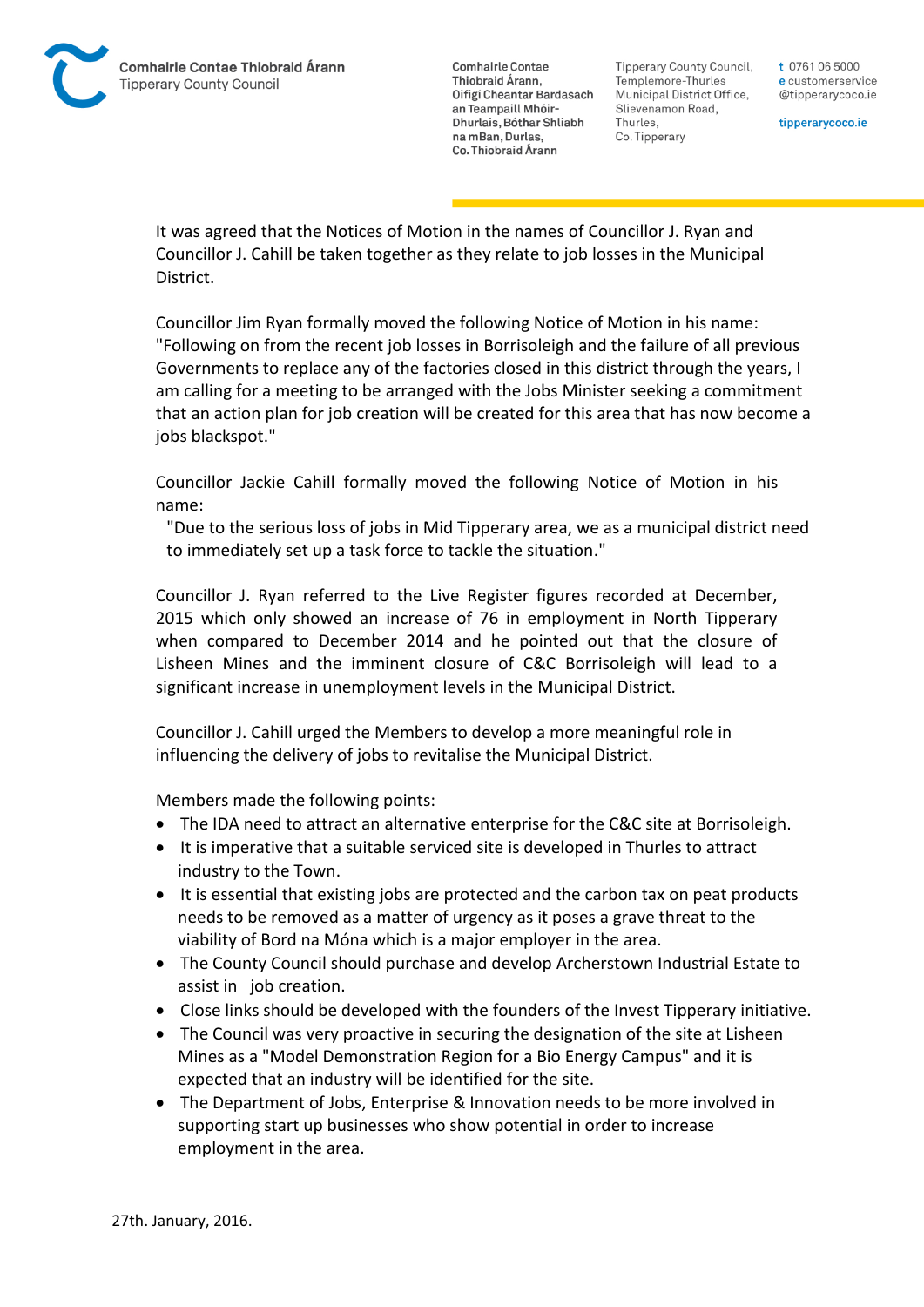It was agreed that the Notices of Motion in the names of Councillor J. Ryan and Councillor J. Cahill be taken together as they relate to job losses in the Municipal District.

Councillor Jim Ryan formally moved the following Notice of Motion in his name: "Following on from the recent job losses in Borrisoleigh and the failure of all previous Governments to replace any of the factories closed in this district through the years, I am calling for a meeting to be arranged with the Jobs Minister seeking a commitment that an action plan for job creation will be created for this area that has now become a jobs blackspot."

Councillor Jackie Cahill formally moved the following Notice of Motion in his name:

"Due to the serious loss of jobs in Mid Tipperary area, we as a municipal district need to immediately set up a task force to tackle the situation."

Councillor J. Ryan referred to the Live Register figures recorded at December, 2015 which only showed an increase of 76 in employment in North Tipperary when compared to December 2014 and he pointed out that the closure of Lisheen Mines and the imminent closure of C&C Borrisoleigh will lead to a significant increase in unemployment levels in the Municipal District.

Councillor J. Cahill urged the Members to develop a more meaningful role in influencing the delivery of jobs to revitalise the Municipal District.

Members made the following points:

- The IDA need to attract an alternative enterprise for the C&C site at Borrisoleigh.
- It is imperative that a suitable serviced site is developed in Thurles to attract industry to the Town.
- It is essential that existing jobs are protected and the carbon tax on peat products needs to be removed as a matter of urgency as it poses a grave threat to the viability of Bord na Móna which is a major employer in the area.
- The County Council should purchase and develop Archerstown Industrial Estate to assist in job creation.
- Close links should be developed with the founders of the Invest Tipperary initiative.
- The Council was very proactive in securing the designation of the site at Lisheen Mines as a "Model Demonstration Region for a Bio Energy Campus" and it is expected that an industry will be identified for the site.
- The Department of Jobs, Enterprise & Innovation needs to be more involved in supporting start up businesses who show potential in order to increase employment in the area.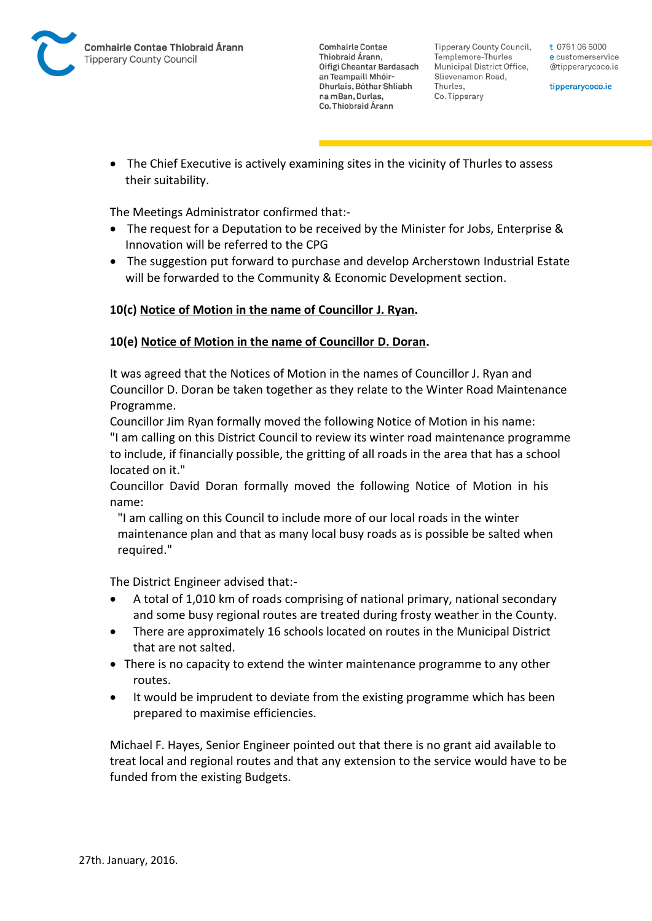- The Chief Executive is actively examining sites in the vicinity of Thurles to assess their suitability.

The Meetings Administrator confirmed that:-

- The request for a Deputation to be received by the Minister for Jobs, Enterprise & Innovation will be referred to the CPG
- The suggestion put forward to purchase and develop Archerstown Industrial Estate will be forwarded to the Community & Economic Development section.

**10(c) <u>Notice of Motion in the name of Councillor J. Ryan</u>.**

**10(e) <u>Notice of Motion in the name of Councillor D. Doran</u>.**

It was agreed that the Notices of Motion in the names of Councillor J. Ryan and Councillor D. Doran be taken together as they relate to the Winter Road Maintenance Programme.
Councillor Jim Ryan formally moved the following Notice of Motion in his name:
"I am calling on this District Council to review its winter road maintenance programme to include, if financially possible, the gritting of all roads in the area that has a school located on it."
Councillor David Doran formally moved the following Notice of Motion in his name:

"I am calling on this Council to include more of our local roads in the winter maintenance plan and that as many local busy roads as is possible be salted when required."

The District Engineer advised that:-

- A total of 1,010 km of roads comprising of national primary, national secondary and some busy regional routes are treated during frosty weather in the County.
- There are approximately 16 schools located on routes in the Municipal District that are not salted.
- There is no capacity to extend the winter maintenance programme to any other routes.
- It would be imprudent to deviate from the existing programme which has been prepared to maximise efficiencies.

Michael F. Hayes, Senior Engineer pointed out that there is no grant aid available to treat local and regional routes and that any extension to the service would have to be funded from the existing Budgets.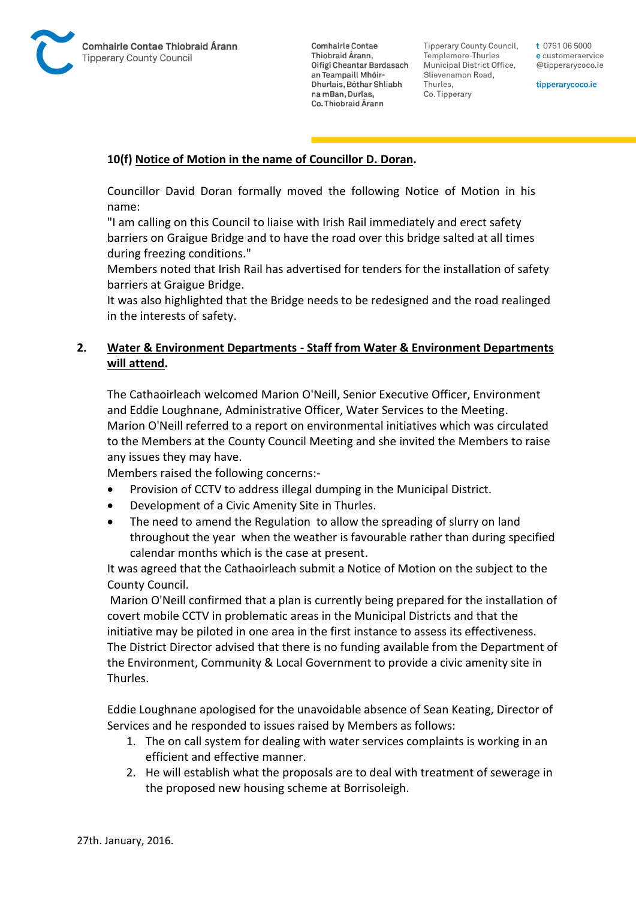**10(f) Notice of Motion in the name of Councillor D. Doran.**

Councillor David Doran formally moved the following Notice of Motion in his name:
"I am calling on this Council to liaise with Irish Rail immediately and erect safety barriers on Graigue Bridge and to have the road over this bridge salted at all times during freezing conditions."
Members noted that Irish Rail has advertised for tenders for the installation of safety barriers at Graigue Bridge.
It was also highlighted that the Bridge needs to be redesigned and the road realinged in the interests of safety.

## 2. Water & Environment Departments - Staff from Water & Environment Departments will attend.

The Cathaoirleach welcomed Marion O'Neill, Senior Executive Officer, Environment and Eddie Loughnane, Administrative Officer, Water Services to the Meeting.
Marion O'Neill referred to a report on environmental initiatives which was circulated to the Members at the County Council Meeting and she invited the Members to raise any issues they may have.
Members raised the following concerns:-

- Provision of CCTV to address illegal dumping in the Municipal District.
- Development of a Civic Amenity Site in Thurles.
- The need to amend the Regulation to allow the spreading of slurry on land throughout the year when the weather is favourable rather than during specified calendar months which is the case at present.

It was agreed that the Cathaoirleach submit a Notice of Motion on the subject to the County Council.
Marion O'Neill confirmed that a plan is currently being prepared for the installation of covert mobile CCTV in problematic areas in the Municipal Districts and that the initiative may be piloted in one area in the first instance to assess its effectiveness.
The District Director advised that there is no funding available from the Department of the Environment, Community & Local Government to provide a civic amenity site in Thurles.

Eddie Loughnane apologised for the unavoidable absence of Sean Keating, Director of Services and he responded to issues raised by Members as follows:

1. The on call system for dealing with water services complaints is working in an efficient and effective manner.
2. He will establish what the proposals are to deal with treatment of sewerage in the proposed new housing scheme at Borrisoleigh.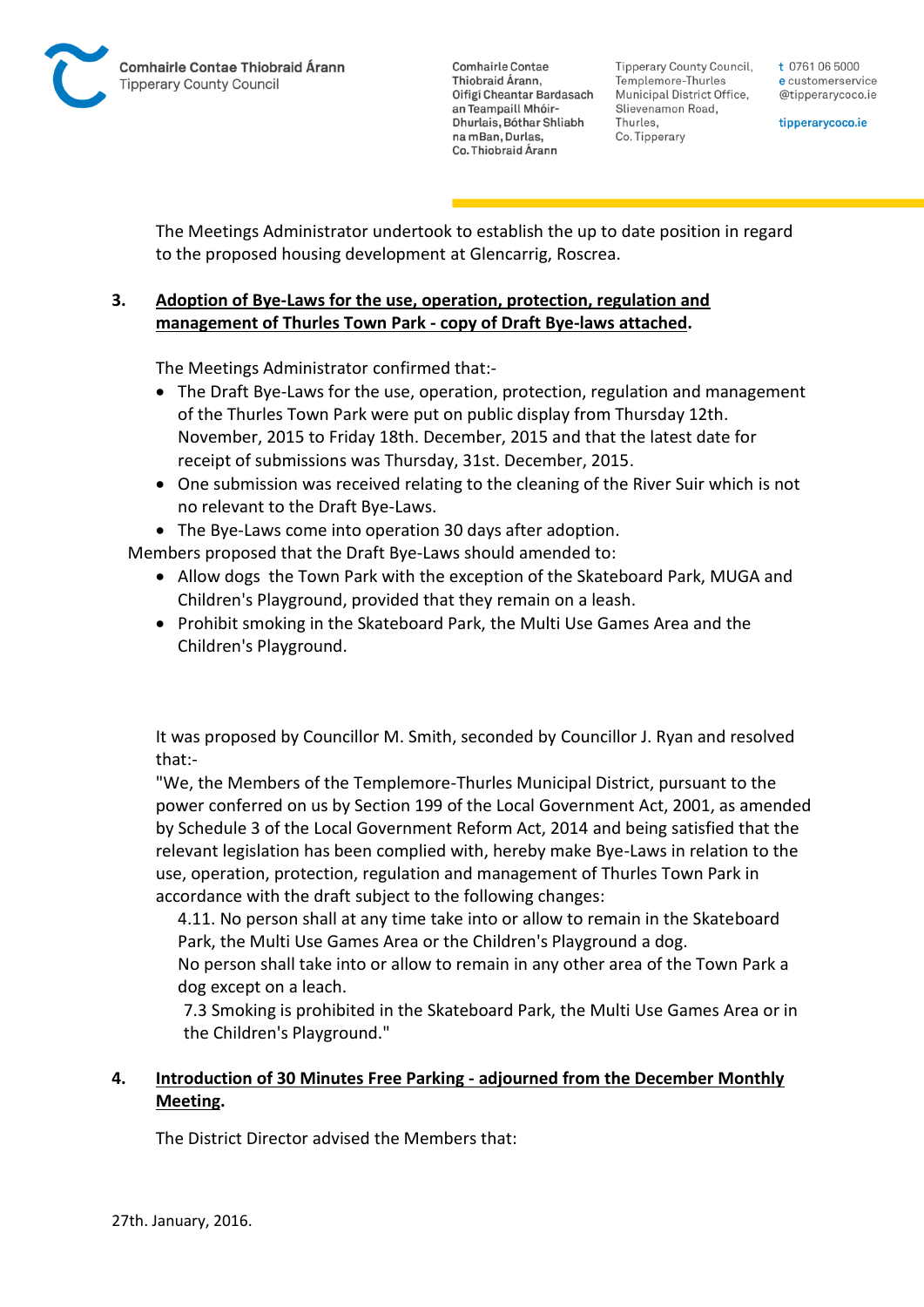The Meetings Administrator undertook to establish the up to date position in regard to the proposed housing development at Glencarrig, Roscrea.

**3. Adoption of Bye-Laws for the use, operation, protection, regulation and management of Thurles Town Park - copy of Draft Bye-laws attached.**

The Meetings Administrator confirmed that:-

- The Draft Bye-Laws for the use, operation, protection, regulation and management of the Thurles Town Park were put on public display from Thursday 12th. November, 2015 to Friday 18th. December, 2015 and that the latest date for receipt of submissions was Thursday, 31st. December, 2015.
- One submission was received relating to the cleaning of the River Suir which is not no relevant to the Draft Bye-Laws.
- The Bye-Laws come into operation 30 days after adoption.

Members proposed that the Draft Bye-Laws should amended to:

- Allow dogs the Town Park with the exception of the Skateboard Park, MUGA and Children's Playground, provided that they remain on a leash.
- Prohibit smoking in the Skateboard Park, the Multi Use Games Area and the Children's Playground.

It was proposed by Councillor M. Smith, seconded by Councillor J. Ryan and resolved that:-

"We, the Members of the Templemore-Thurles Municipal District, pursuant to the power conferred on us by Section 199 of the Local Government Act, 2001, as amended by Schedule 3 of the Local Government Reform Act, 2014 and being satisfied that the relevant legislation has been complied with, hereby make Bye-Laws in relation to the use, operation, protection, regulation and management of Thurles Town Park in accordance with the draft subject to the following changes:

4.11. No person shall at any time take into or allow to remain in the Skateboard Park, the Multi Use Games Area or the Children's Playground a dog.
No person shall take into or allow to remain in any other area of the Town Park a dog except on a leach.

7.3 Smoking is prohibited in the Skateboard Park, the Multi Use Games Area or in the Children's Playground."

**4. Introduction of 30 Minutes Free Parking - adjourned from the December Monthly Meeting.**

The District Director advised the Members that:

27th. January, 2016.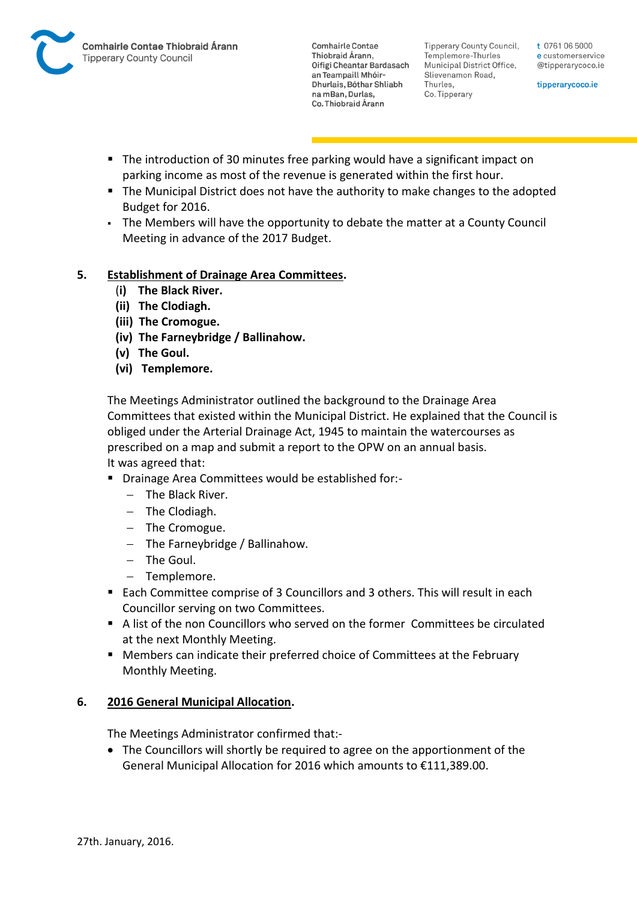- The introduction of 30 minutes free parking would have a significant impact on parking income as most of the revenue is generated within the first hour.
- The Municipal District does not have the authority to make changes to the adopted Budget for 2016.
- The Members will have the opportunity to debate the matter at a County Council Meeting in advance of the 2017 Budget.

**5. Establishment of Drainage Area Committees.**

**(i) The Black River.**
**(ii) The Clodiagh.**
**(iii) The Cromogue.**
**(iv) The Farneybridge / Ballinahow.**
**(v) The Goul.**
**(vi) Templemore.**

The Meetings Administrator outlined the background to the Drainage Area Committees that existed within the Municipal District. He explained that the Council is obliged under the Arterial Drainage Act, 1945 to maintain the watercourses as prescribed on a map and submit a report to the OPW on an annual basis.
It was agreed that:

- Drainage Area Committees would be established for:-
  - The Black River.
  - The Clodiagh.
  - The Cromogue.
  - The Farneybridge / Ballinahow.
  - The Goul.
  - Templemore.
- Each Committee comprise of 3 Councillors and 3 others. This will result in each Councillor serving on two Committees.
- A list of the non Councillors who served on the former Committees be circulated at the next Monthly Meeting.
- Members can indicate their preferred choice of Committees at the February Monthly Meeting.

**6. 2016 General Municipal Allocation.**

The Meetings Administrator confirmed that:-

- The Councillors will shortly be required to agree on the apportionment of the General Municipal Allocation for 2016 which amounts to €111,389.00.

27th. January, 2016.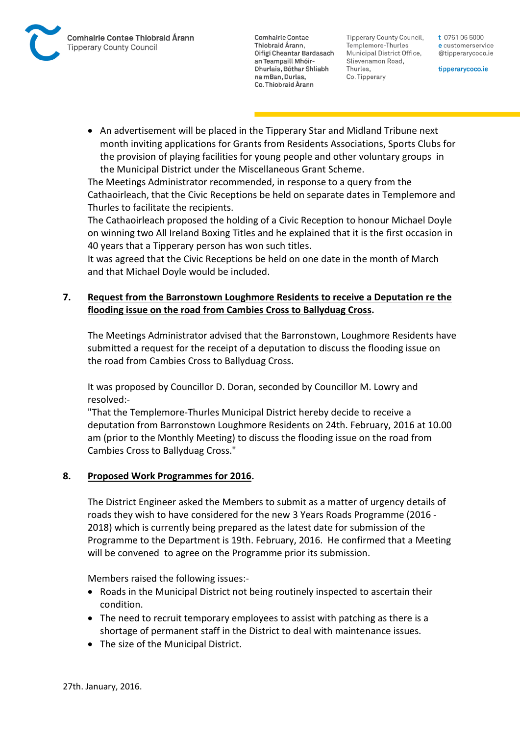- An advertisement will be placed in the Tipperary Star and Midland Tribune next month inviting applications for Grants from Residents Associations, Sports Clubs for the provision of playing facilities for young people and other voluntary groups in the Municipal District under the Miscellaneous Grant Scheme.

The Meetings Administrator recommended, in response to a query from the Cathaoirleach, that the Civic Receptions be held on separate dates in Templemore and Thurles to facilitate the recipients.

The Cathaoirleach proposed the holding of a Civic Reception to honour Michael Doyle on winning two All Ireland Boxing Titles and he explained that it is the first occasion in 40 years that a Tipperary person has won such titles.

It was agreed that the Civic Receptions be held on one date in the month of March and that Michael Doyle would be included.

**7. Request from the Barronstown Loughmore Residents to receive a Deputation re the flooding issue on the road from Cambies Cross to Ballyduag Cross.**

The Meetings Administrator advised that the Barronstown, Loughmore Residents have submitted a request for the receipt of a deputation to discuss the flooding issue on the road from Cambies Cross to Ballyduag Cross.

It was proposed by Councillor D. Doran, seconded by Councillor M. Lowry and resolved:-

"That the Templemore-Thurles Municipal District hereby decide to receive a deputation from Barronstown Loughmore Residents on 24th. February, 2016 at 10.00 am (prior to the Monthly Meeting) to discuss the flooding issue on the road from Cambies Cross to Ballyduag Cross."

**8. Proposed Work Programmes for 2016.**

The District Engineer asked the Members to submit as a matter of urgency details of roads they wish to have considered for the new 3 Years Roads Programme (2016 - 2018) which is currently being prepared as the latest date for submission of the Programme to the Department is 19th. February, 2016. He confirmed that a Meeting will be convened to agree on the Programme prior its submission.

Members raised the following issues:-

- Roads in the Municipal District not being routinely inspected to ascertain their condition.
- The need to recruit temporary employees to assist with patching as there is a shortage of permanent staff in the District to deal with maintenance issues.
- The size of the Municipal District.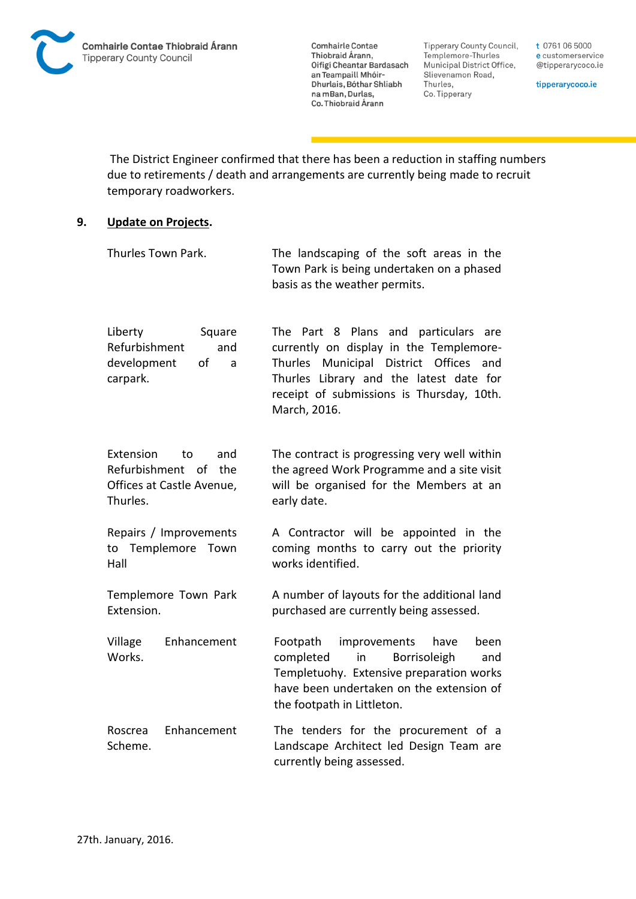The District Engineer confirmed that there has been a reduction in staffing numbers due to retirements / death and arrangements are currently being made to recruit temporary roadworkers.

**9. Update on Projects.**

| | |
|---|---|
| Thurles Town Park. | The landscaping of the soft areas in the Town Park is being undertaken on a phased basis as the weather permits. |
| Liberty Square Refurbishment and development of a carpark. | The Part 8 Plans and particulars are currently on display in the Templemore-Thurles Municipal District Offices and Thurles Library and the latest date for receipt of submissions is Thursday, 10th. March, 2016. |
| Extension to and Refurbishment of the Offices at Castle Avenue, Thurles. | The contract is progressing very well within the agreed Work Programme and a site visit will be organised for the Members at an early date. |
| Repairs / Improvements to Templemore Town Hall | A Contractor will be appointed in the coming months to carry out the priority works identified. |
| Templemore Town Park Extension. | A number of layouts for the additional land purchased are currently being assessed. |
| Village Enhancement Works. | Footpath improvements have been completed in Borrisoleigh and Templetuohy. Extensive preparation works have been undertaken on the extension of the footpath in Littleton. |
| Roscrea Enhancement Scheme. | The tenders for the procurement of a Landscape Architect led Design Team are currently being assessed. |

27th. January, 2016.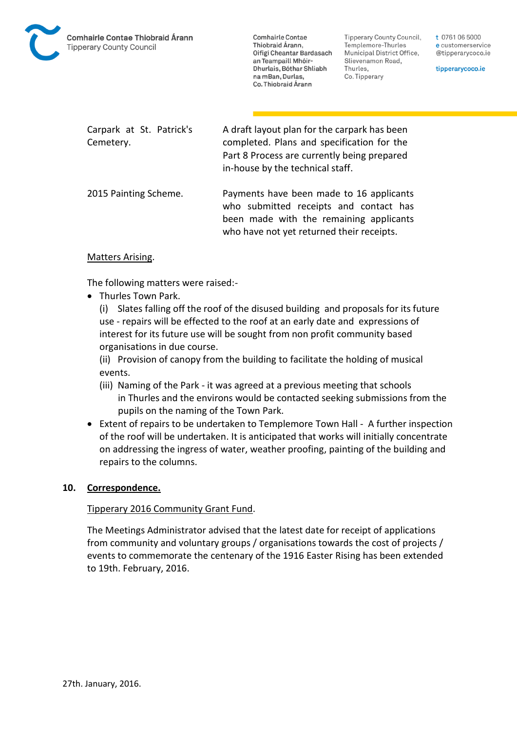Carpark at St. Patrick's Cemetery. — A draft layout plan for the carpark has been completed. Plans and specification for the Part 8 Process are currently being prepared in-house by the technical staff.

2015 Painting Scheme. — Payments have been made to 16 applicants who submitted receipts and contact has been made with the remaining applicants who have not yet returned their receipts.

<u>Matters Arising</u>.

The following matters were raised:-

- Thurles Town Park.
  (i) Slates falling off the roof of the disused building and proposals for its future use - repairs will be effected to the roof at an early date and expressions of interest for its future use will be sought from non profit community based organisations in due course.
  (ii) Provision of canopy from the building to facilitate the holding of musical events.
  (iii) Naming of the Park - it was agreed at a previous meeting that schools in Thurles and the environs would be contacted seeking submissions from the pupils on the naming of the Town Park.
- Extent of repairs to be undertaken to Templemore Town Hall - A further inspection of the roof will be undertaken. It is anticipated that works will initially concentrate on addressing the ingress of water, weather proofing, painting of the building and repairs to the columns.

## 10. Correspondence.

<u>Tipperary 2016 Community Grant Fund</u>.

The Meetings Administrator advised that the latest date for receipt of applications from community and voluntary groups / organisations towards the cost of projects / events to commemorate the centenary of the 1916 Easter Rising has been extended to 19th. February, 2016.

27th. January, 2016.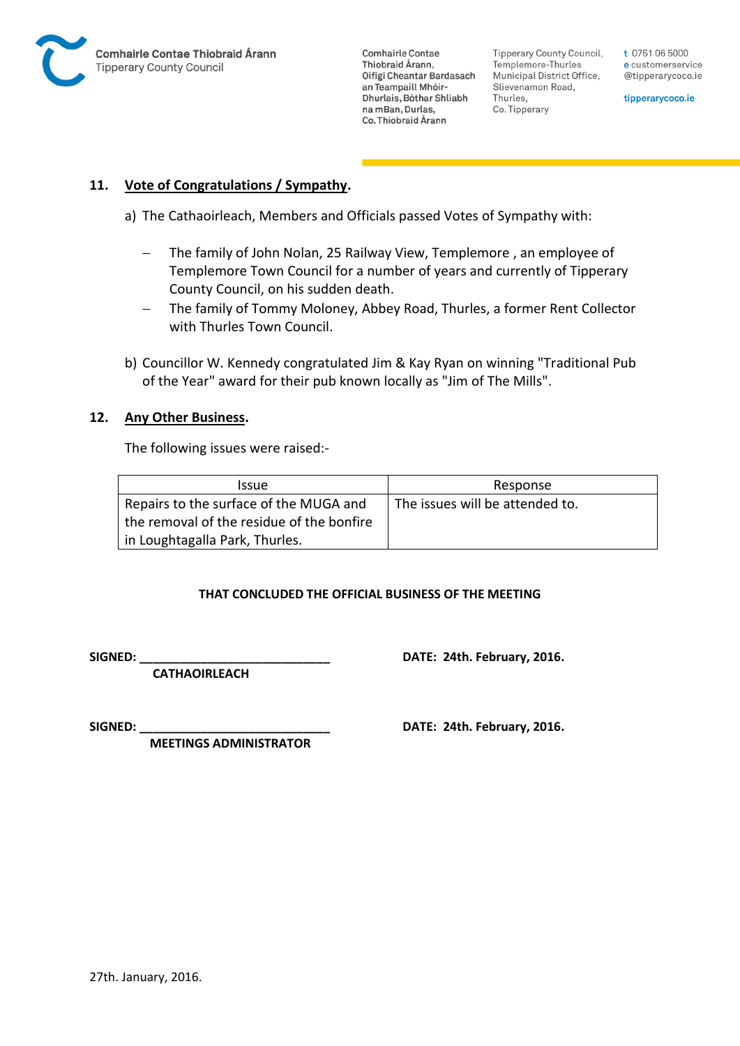**11. Vote of Congratulations / Sympathy.**

a) The Cathaoirleach, Members and Officials passed Votes of Sympathy with:

- The family of John Nolan, 25 Railway View, Templemore , an employee of Templemore Town Council for a number of years and currently of Tipperary County Council, on his sudden death.
- The family of Tommy Moloney, Abbey Road, Thurles, a former Rent Collector with Thurles Town Council.

b) Councillor W. Kennedy congratulated Jim & Kay Ryan on winning "Traditional Pub of the Year" award for their pub known locally as "Jim of The Mills".

**12. Any Other Business.**

The following issues were raised:-

| Issue | Response |
|---|---|
| Repairs to the surface of the MUGA and the removal of the residue of the bonfire in Loughtagalla Park, Thurles. | The issues will be attended to. |

**THAT CONCLUDED THE OFFICIAL BUSINESS OF THE MEETING**

**SIGNED: ____________________________** **DATE: 24th. February, 2016.**
**CATHAOIRLEACH**

**SIGNED: ____________________________** **DATE: 24th. February, 2016.**
**MEETINGS ADMINISTRATOR**

27th. January, 2016.